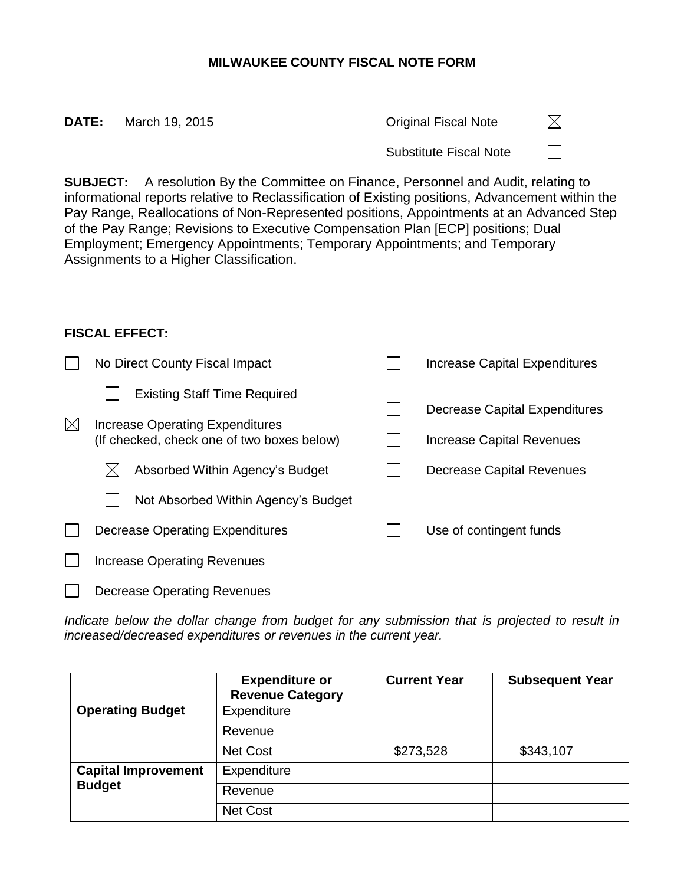# MILWAUKEE COUNTY FISCAL NOTE FORM

**DATE:** March 19, 2015

Original Fiscal Note ☒

Substitute Fiscal Note ☐

**SUBJECT:** A resolution By the Committee on Finance, Personnel and Audit, relating to informational reports relative to Reclassification of Existing positions, Advancement within the Pay Range, Reallocations of Non-Represented positions, Appointments at an Advanced Step of the Pay Range; Revisions to Executive Compensation Plan [ECP] positions; Dual Employment; Emergency Appointments; Temporary Appointments; and Temporary Assignments to a Higher Classification.

**FISCAL EFFECT:**

- ☐ No Direct County Fiscal Impact
  - ☐ Existing Staff Time Required
- ☒ Increase Operating Expenditures (If checked, check one of two boxes below)
  - ☒ Absorbed Within Agency's Budget
  - ☐ Not Absorbed Within Agency's Budget
- ☐ Decrease Operating Expenditures
- ☐ Increase Operating Revenues
- ☐ Decrease Operating Revenues
- ☐ Increase Capital Expenditures
- ☐ Decrease Capital Expenditures
- ☐ Increase Capital Revenues
- ☐ Decrease Capital Revenues
- ☐ Use of contingent funds

*Indicate below the dollar change from budget for any submission that is projected to result in increased/decreased expenditures or revenues in the current year.*

| | Expenditure or Revenue Category | Current Year | Subsequent Year |
|---|---|---|---|
| **Operating Budget** | Expenditure | | |
| | Revenue | | |
| | Net Cost | $273,528 | $343,107 |
| **Capital Improvement Budget** | Expenditure | | |
| | Revenue | | |
| | Net Cost | | |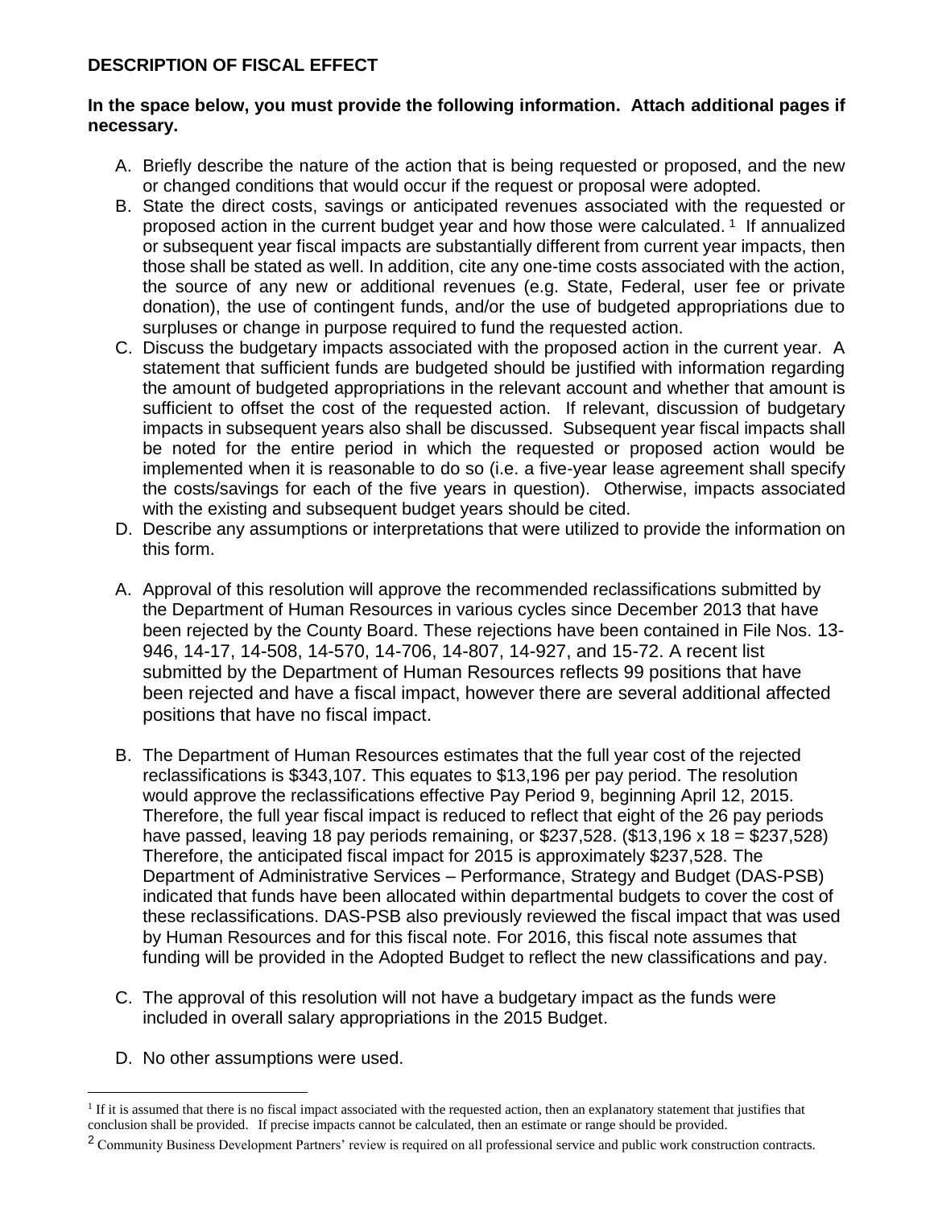## DESCRIPTION OF FISCAL EFFECT

**In the space below, you must provide the following information. Attach additional pages if necessary.**

A. Briefly describe the nature of the action that is being requested or proposed, and the new or changed conditions that would occur if the request or proposal were adopted.

B. State the direct costs, savings or anticipated revenues associated with the requested or proposed action in the current budget year and how those were calculated.[1] If annualized or subsequent year fiscal impacts are substantially different from current year impacts, then those shall be stated as well. In addition, cite any one-time costs associated with the action, the source of any new or additional revenues (e.g. State, Federal, user fee or private donation), the use of contingent funds, and/or the use of budgeted appropriations due to surpluses or change in purpose required to fund the requested action.

C. Discuss the budgetary impacts associated with the proposed action in the current year. A statement that sufficient funds are budgeted should be justified with information regarding the amount of budgeted appropriations in the relevant account and whether that amount is sufficient to offset the cost of the requested action. If relevant, discussion of budgetary impacts in subsequent years also shall be discussed. Subsequent year fiscal impacts shall be noted for the entire period in which the requested or proposed action would be implemented when it is reasonable to do so (i.e. a five-year lease agreement shall specify the costs/savings for each of the five years in question). Otherwise, impacts associated with the existing and subsequent budget years should be cited.

D. Describe any assumptions or interpretations that were utilized to provide the information on this form.

A. Approval of this resolution will approve the recommended reclassifications submitted by the Department of Human Resources in various cycles since December 2013 that have been rejected by the County Board. These rejections have been contained in File Nos. 13-946, 14-17, 14-508, 14-570, 14-706, 14-807, 14-927, and 15-72. A recent list submitted by the Department of Human Resources reflects 99 positions that have been rejected and have a fiscal impact, however there are several additional affected positions that have no fiscal impact.

B. The Department of Human Resources estimates that the full year cost of the rejected reclassifications is $343,107. This equates to $13,196 per pay period. The resolution would approve the reclassifications effective Pay Period 9, beginning April 12, 2015. Therefore, the full year fiscal impact is reduced to reflect that eight of the 26 pay periods have passed, leaving 18 pay periods remaining, or $237,528. ($13,196 x 18 = $237,528) Therefore, the anticipated fiscal impact for 2015 is approximately $237,528. The Department of Administrative Services – Performance, Strategy and Budget (DAS-PSB) indicated that funds have been allocated within departmental budgets to cover the cost of these reclassifications. DAS-PSB also previously reviewed the fiscal impact that was used by Human Resources and for this fiscal note. For 2016, this fiscal note assumes that funding will be provided in the Adopted Budget to reflect the new classifications and pay.

C. The approval of this resolution will not have a budgetary impact as the funds were included in overall salary appropriations in the 2015 Budget.

D. No other assumptions were used.

---

[1] If it is assumed that there is no fiscal impact associated with the requested action, then an explanatory statement that justifies that conclusion shall be provided. If precise impacts cannot be calculated, then an estimate or range should be provided.

[2] Community Business Development Partners' review is required on all professional service and public work construction contracts.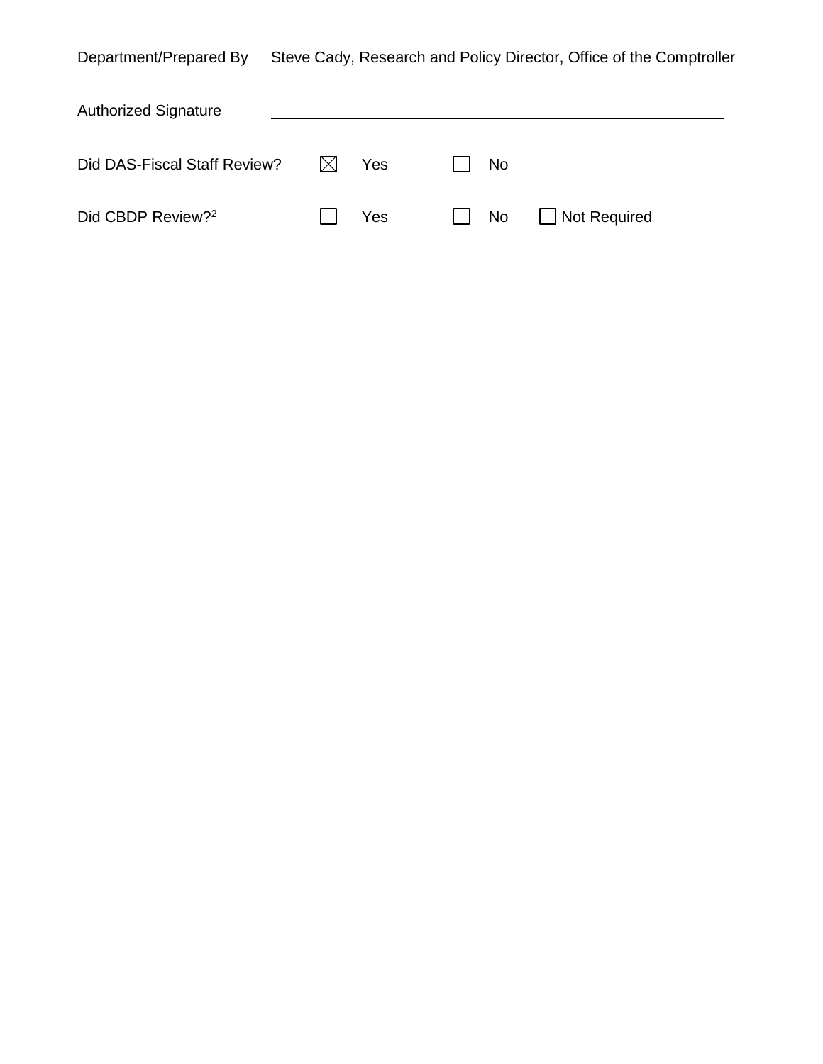Department/Prepared By Steve Cady, Research and Policy Director, Office of the Comptroller

Authorized Signature ______________________________

Did DAS-Fiscal Staff Review? ☒ Yes ☐ No

Did CBDP Review?[2] ☐ Yes ☐ No ☐ Not Required